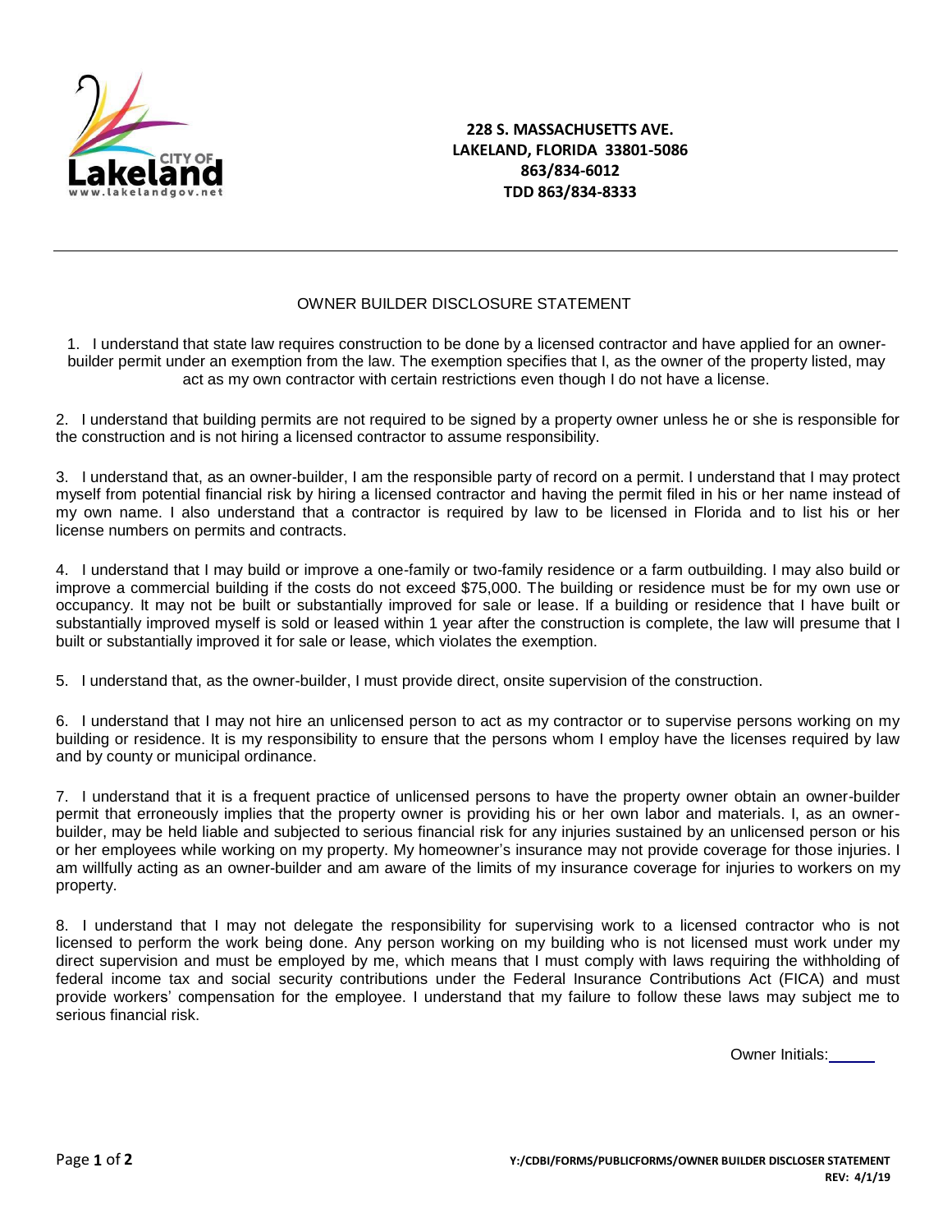**228 S. MASSACHUSETTS AVE.**
**LAKELAND, FLORIDA 33801-5086**
**863/834-6012**
**TDD 863/834-8333**

---

# OWNER BUILDER DISCLOSURE STATEMENT

1. I understand that state law requires construction to be done by a licensed contractor and have applied for an owner-builder permit under an exemption from the law. The exemption specifies that I, as the owner of the property listed, may act as my own contractor with certain restrictions even though I do not have a license.

2. I understand that building permits are not required to be signed by a property owner unless he or she is responsible for the construction and is not hiring a licensed contractor to assume responsibility.

3. I understand that, as an owner-builder, I am the responsible party of record on a permit. I understand that I may protect myself from potential financial risk by hiring a licensed contractor and having the permit filed in his or her name instead of my own name. I also understand that a contractor is required by law to be licensed in Florida and to list his or her license numbers on permits and contracts.

4. I understand that I may build or improve a one-family or two-family residence or a farm outbuilding. I may also build or improve a commercial building if the costs do not exceed $75,000. The building or residence must be for my own use or occupancy. It may not be built or substantially improved for sale or lease. If a building or residence that I have built or substantially improved myself is sold or leased within 1 year after the construction is complete, the law will presume that I built or substantially improved it for sale or lease, which violates the exemption.

5. I understand that, as the owner-builder, I must provide direct, onsite supervision of the construction.

6. I understand that I may not hire an unlicensed person to act as my contractor or to supervise persons working on my building or residence. It is my responsibility to ensure that the persons whom I employ have the licenses required by law and by county or municipal ordinance.

7. I understand that it is a frequent practice of unlicensed persons to have the property owner obtain an owner-builder permit that erroneously implies that the property owner is providing his or her own labor and materials. I, as an owner-builder, may be held liable and subjected to serious financial risk for any injuries sustained by an unlicensed person or his or her employees while working on my property. My homeowner's insurance may not provide coverage for those injuries. I am willfully acting as an owner-builder and am aware of the limits of my insurance coverage for injuries to workers on my property.

8. I understand that I may not delegate the responsibility for supervising work to a licensed contractor who is not licensed to perform the work being done. Any person working on my building who is not licensed must work under my direct supervision and must be employed by me, which means that I must comply with laws requiring the withholding of federal income tax and social security contributions under the Federal Insurance Contributions Act (FICA) and must provide workers' compensation for the employee. I understand that my failure to follow these laws may subject me to serious financial risk.

Owner Initials: ______

Y:/CDBI/FORMS/PUBLICFORMS/OWNER BUILDER DISCLOSER STATEMENT
REV: 4/1/19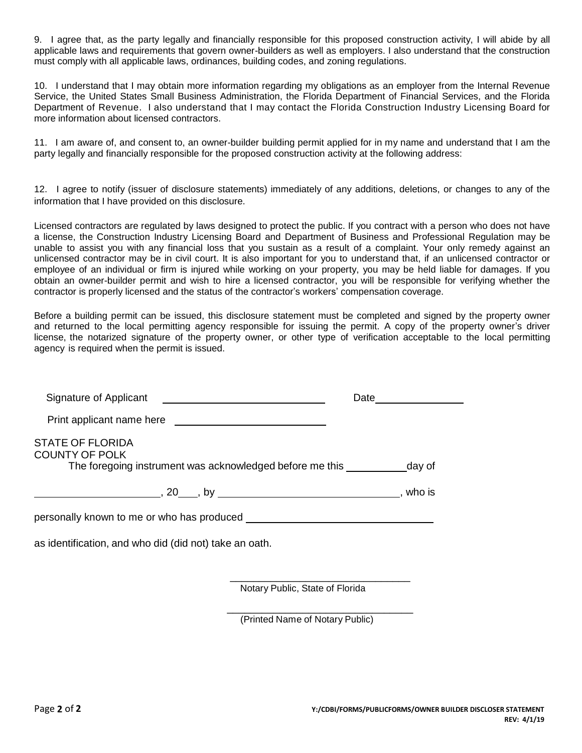9. I agree that, as the party legally and financially responsible for this proposed construction activity, I will abide by all applicable laws and requirements that govern owner-builders as well as employers. I also understand that the construction must comply with all applicable laws, ordinances, building codes, and zoning regulations.

10. I understand that I may obtain more information regarding my obligations as an employer from the Internal Revenue Service, the United States Small Business Administration, the Florida Department of Financial Services, and the Florida Department of Revenue. I also understand that I may contact the Florida Construction Industry Licensing Board for more information about licensed contractors.

11. I am aware of, and consent to, an owner-builder building permit applied for in my name and understand that I am the party legally and financially responsible for the proposed construction activity at the following address:

12. I agree to notify (issuer of disclosure statements) immediately of any additions, deletions, or changes to any of the information that I have provided on this disclosure.

Licensed contractors are regulated by laws designed to protect the public. If you contract with a person who does not have a license, the Construction Industry Licensing Board and Department of Business and Professional Regulation may be unable to assist you with any financial loss that you sustain as a result of a complaint. Your only remedy against an unlicensed contractor may be in civil court. It is also important for you to understand that, if an unlicensed contractor or employee of an individual or firm is injured while working on your property, you may be held liable for damages. If you obtain an owner-builder permit and wish to hire a licensed contractor, you will be responsible for verifying whether the contractor is properly licensed and the status of the contractor's workers' compensation coverage.

Before a building permit can be issued, this disclosure statement must be completed and signed by the property owner and returned to the local permitting agency responsible for issuing the permit. A copy of the property owner's driver license, the notarized signature of the property owner, or other type of verification acceptable to the local permitting agency is required when the permit is issued.

Signature of Applicant ______________________________ Date________________

Print applicant name here ____________________________

STATE OF FLORIDA
COUNTY OF POLK

The foregoing instrument was acknowledged before me this __________day of

______________________, 20___, by ________________________________, who is

personally known to me or who has produced __________________________________

as identification, and who did (did not) take an oath.

_________________________________
Notary Public, State of Florida

__________________________________
(Printed Name of Notary Public)

Y:/CDBI/FORMS/PUBLICFORMS/OWNER BUILDER DISCLOSER STATEMENT
REV: 4/1/19